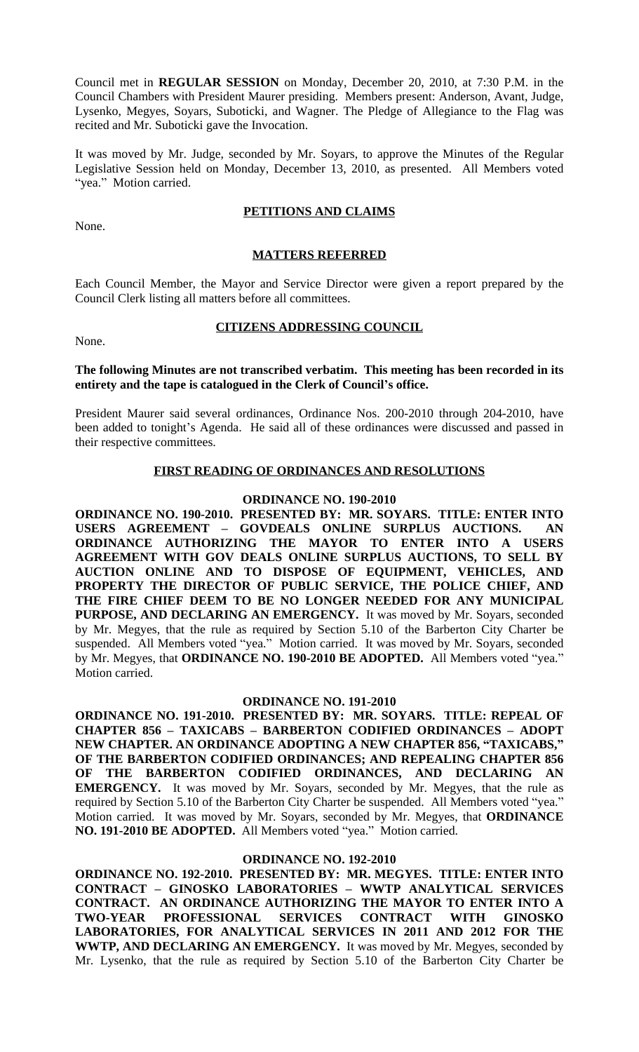Council met in **REGULAR SESSION** on Monday, December 20, 2010, at 7:30 P.M. in the Council Chambers with President Maurer presiding. Members present: Anderson, Avant, Judge, Lysenko, Megyes, Soyars, Suboticki, and Wagner. The Pledge of Allegiance to the Flag was recited and Mr. Suboticki gave the Invocation.

It was moved by Mr. Judge, seconded by Mr. Soyars, to approve the Minutes of the Regular Legislative Session held on Monday, December 13, 2010, as presented. All Members voted "yea." Motion carried.

**PETITIONS AND CLAIMS**

None.

**MATTERS REFERRED**

Each Council Member, the Mayor and Service Director were given a report prepared by the Council Clerk listing all matters before all committees.

**CITIZENS ADDRESSING COUNCIL**

None.

**The following Minutes are not transcribed verbatim. This meeting has been recorded in its entirety and the tape is catalogued in the Clerk of Council's office.**

President Maurer said several ordinances, Ordinance Nos. 200-2010 through 204-2010, have been added to tonight's Agenda. He said all of these ordinances were discussed and passed in their respective committees.

**FIRST READING OF ORDINANCES AND RESOLUTIONS**

**ORDINANCE NO. 190-2010**

**ORDINANCE NO. 190-2010. PRESENTED BY: MR. SOYARS. TITLE: ENTER INTO USERS AGREEMENT – GOVDEALS ONLINE SURPLUS AUCTIONS. AN ORDINANCE AUTHORIZING THE MAYOR TO ENTER INTO A USERS AGREEMENT WITH GOV DEALS ONLINE SURPLUS AUCTIONS, TO SELL BY AUCTION ONLINE AND TO DISPOSE OF EQUIPMENT, VEHICLES, AND PROPERTY THE DIRECTOR OF PUBLIC SERVICE, THE POLICE CHIEF, AND THE FIRE CHIEF DEEM TO BE NO LONGER NEEDED FOR ANY MUNICIPAL PURPOSE, AND DECLARING AN EMERGENCY.** It was moved by Mr. Soyars, seconded by Mr. Megyes, that the rule as required by Section 5.10 of the Barberton City Charter be suspended. All Members voted "yea." Motion carried. It was moved by Mr. Soyars, seconded by Mr. Megyes, that **ORDINANCE NO. 190-2010 BE ADOPTED.** All Members voted "yea." Motion carried.

**ORDINANCE NO. 191-2010**

**ORDINANCE NO. 191-2010. PRESENTED BY: MR. SOYARS. TITLE: REPEAL OF CHAPTER 856 – TAXICABS – BARBERTON CODIFIED ORDINANCES – ADOPT NEW CHAPTER. AN ORDINANCE ADOPTING A NEW CHAPTER 856, "TAXICABS," OF THE BARBERTON CODIFIED ORDINANCES; AND REPEALING CHAPTER 856 OF THE BARBERTON CODIFIED ORDINANCES, AND DECLARING AN EMERGENCY.** It was moved by Mr. Soyars, seconded by Mr. Megyes, that the rule as required by Section 5.10 of the Barberton City Charter be suspended. All Members voted "yea." Motion carried. It was moved by Mr. Soyars, seconded by Mr. Megyes, that **ORDINANCE NO. 191-2010 BE ADOPTED.** All Members voted "yea." Motion carried.

**ORDINANCE NO. 192-2010**

**ORDINANCE NO. 192-2010. PRESENTED BY: MR. MEGYES. TITLE: ENTER INTO CONTRACT – GINOSKO LABORATORIES – WWTP ANALYTICAL SERVICES CONTRACT. AN ORDINANCE AUTHORIZING THE MAYOR TO ENTER INTO A TWO-YEAR PROFESSIONAL SERVICES CONTRACT WITH GINOSKO LABORATORIES, FOR ANALYTICAL SERVICES IN 2011 AND 2012 FOR THE WWTP, AND DECLARING AN EMERGENCY.** It was moved by Mr. Megyes, seconded by Mr. Lysenko, that the rule as required by Section 5.10 of the Barberton City Charter be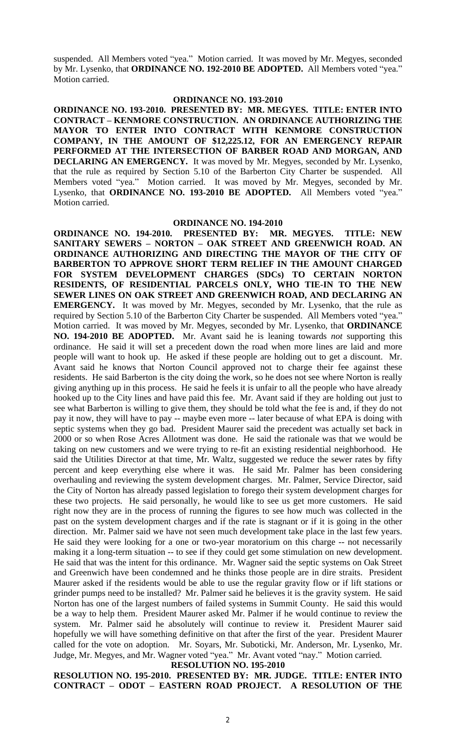suspended. All Members voted "yea." Motion carried. It was moved by Mr. Megyes, seconded by Mr. Lysenko, that **ORDINANCE NO. 192-2010 BE ADOPTED.** All Members voted "yea." Motion carried.

## ORDINANCE NO. 193-2010

**ORDINANCE NO. 193-2010. PRESENTED BY: MR. MEGYES. TITLE: ENTER INTO CONTRACT – KENMORE CONSTRUCTION. AN ORDINANCE AUTHORIZING THE MAYOR TO ENTER INTO CONTRACT WITH KENMORE CONSTRUCTION COMPANY, IN THE AMOUNT OF $12,225.12, FOR AN EMERGENCY REPAIR PERFORMED AT THE INTERSECTION OF BARBER ROAD AND MORGAN, AND DECLARING AN EMERGENCY.** It was moved by Mr. Megyes, seconded by Mr. Lysenko, that the rule as required by Section 5.10 of the Barberton City Charter be suspended. All Members voted "yea." Motion carried. It was moved by Mr. Megyes, seconded by Mr. Lysenko, that **ORDINANCE NO. 193-2010 BE ADOPTED.** All Members voted "yea." Motion carried.

## ORDINANCE NO. 194-2010

**ORDINANCE NO. 194-2010. PRESENTED BY: MR. MEGYES. TITLE: NEW SANITARY SEWERS – NORTON – OAK STREET AND GREENWICH ROAD. AN ORDINANCE AUTHORIZING AND DIRECTING THE MAYOR OF THE CITY OF BARBERTON TO APPROVE SHORT TERM RELIEF IN THE AMOUNT CHARGED FOR SYSTEM DEVELOPMENT CHARGES (SDCs) TO CERTAIN NORTON RESIDENTS, OF RESIDENTIAL PARCELS ONLY, WHO TIE-IN TO THE NEW SEWER LINES ON OAK STREET AND GREENWICH ROAD, AND DECLARING AN EMERGENCY.** It was moved by Mr. Megyes, seconded by Mr. Lysenko, that the rule as required by Section 5.10 of the Barberton City Charter be suspended. All Members voted "yea." Motion carried. It was moved by Mr. Megyes, seconded by Mr. Lysenko, that **ORDINANCE NO. 194-2010 BE ADOPTED.** Mr. Avant said he is leaning towards *not* supporting this ordinance. He said it will set a precedent down the road when more lines are laid and more people will want to hook up. He asked if these people are holding out to get a discount. Mr. Avant said he knows that Norton Council approved not to charge their fee against these residents. He said Barberton is the city doing the work, so he does not see where Norton is really giving anything up in this process. He said he feels it is unfair to all the people who have already hooked up to the City lines and have paid this fee. Mr. Avant said if they are holding out just to see what Barberton is willing to give them, they should be told what the fee is and, if they do not pay it now, they will have to pay -- maybe even more -- later because of what EPA is doing with septic systems when they go bad. President Maurer said the precedent was actually set back in 2000 or so when Rose Acres Allotment was done. He said the rationale was that we would be taking on new customers and we were trying to re-fit an existing residential neighborhood. He said the Utilities Director at that time, Mr. Waltz, suggested we reduce the sewer rates by fifty percent and keep everything else where it was. He said Mr. Palmer has been considering overhauling and reviewing the system development charges. Mr. Palmer, Service Director, said the City of Norton has already passed legislation to forego their system development charges for these two projects. He said personally, he would like to see us get more customers. He said right now they are in the process of running the figures to see how much was collected in the past on the system development charges and if the rate is stagnant or if it is going in the other direction. Mr. Palmer said we have not seen much development take place in the last few years. He said they were looking for a one or two-year moratorium on this charge -- not necessarily making it a long-term situation -- to see if they could get some stimulation on new development. He said that was the intent for this ordinance. Mr. Wagner said the septic systems on Oak Street and Greenwich have been condemned and he thinks those people are in dire straits. President Maurer asked if the residents would be able to use the regular gravity flow or if lift stations or grinder pumps need to be installed? Mr. Palmer said he believes it is the gravity system. He said Norton has one of the largest numbers of failed systems in Summit County. He said this would be a way to help them. President Maurer asked Mr. Palmer if he would continue to review the system. Mr. Palmer said he absolutely will continue to review it. President Maurer said hopefully we will have something definitive on that after the first of the year. President Maurer called for the vote on adoption. Mr. Soyars, Mr. Suboticki, Mr. Anderson, Mr. Lysenko, Mr. Judge, Mr. Megyes, and Mr. Wagner voted "yea." Mr. Avant voted "nay." Motion carried.

## RESOLUTION NO. 195-2010

**RESOLUTION NO. 195-2010. PRESENTED BY: MR. JUDGE. TITLE: ENTER INTO CONTRACT – ODOT – EASTERN ROAD PROJECT. A RESOLUTION OF THE**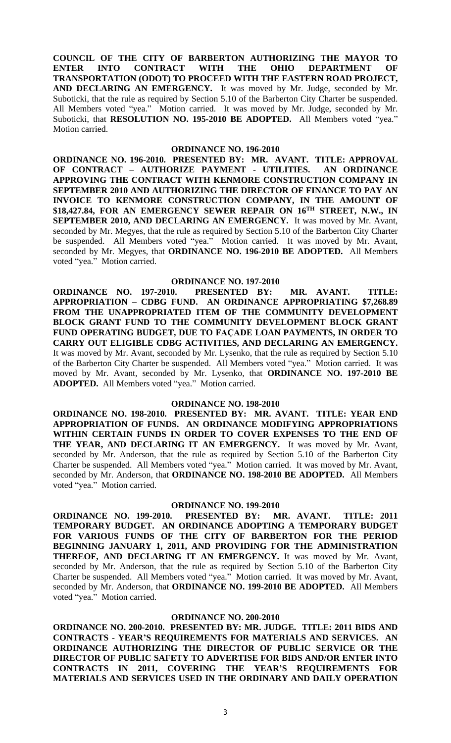**COUNCIL OF THE CITY OF BARBERTON AUTHORIZING THE MAYOR TO ENTER INTO CONTRACT WITH THE OHIO DEPARTMENT OF TRANSPORTATION (ODOT) TO PROCEED WITH THE EASTERN ROAD PROJECT, AND DECLARING AN EMERGENCY.** It was moved by Mr. Judge, seconded by Mr. Suboticki, that the rule as required by Section 5.10 of the Barberton City Charter be suspended. All Members voted "yea." Motion carried. It was moved by Mr. Judge, seconded by Mr. Suboticki, that **RESOLUTION NO. 195-2010 BE ADOPTED.** All Members voted "yea." Motion carried.

**ORDINANCE NO. 196-2010**

**ORDINANCE NO. 196-2010. PRESENTED BY: MR. AVANT. TITLE: APPROVAL OF CONTRACT – AUTHORIZE PAYMENT - UTILITIES. AN ORDINANCE APPROVING THE CONTRACT WITH KENMORE CONSTRUCTION COMPANY IN SEPTEMBER 2010 AND AUTHORIZING THE DIRECTOR OF FINANCE TO PAY AN INVOICE TO KENMORE CONSTRUCTION COMPANY, IN THE AMOUNT OF $18,427.84, FOR AN EMERGENCY SEWER REPAIR ON 16TH STREET, N.W., IN SEPTEMBER 2010, AND DECLARING AN EMERGENCY.** It was moved by Mr. Avant, seconded by Mr. Megyes, that the rule as required by Section 5.10 of the Barberton City Charter be suspended. All Members voted "yea." Motion carried. It was moved by Mr. Avant, seconded by Mr. Megyes, that **ORDINANCE NO. 196-2010 BE ADOPTED.** All Members voted "yea." Motion carried.

**ORDINANCE NO. 197-2010**

**ORDINANCE NO. 197-2010. PRESENTED BY: MR. AVANT. TITLE: APPROPRIATION – CDBG FUND. AN ORDINANCE APPROPRIATING $7,268.89 FROM THE UNAPPROPRIATED ITEM OF THE COMMUNITY DEVELOPMENT BLOCK GRANT FUND TO THE COMMUNITY DEVELOPMENT BLOCK GRANT FUND OPERATING BUDGET, DUE TO FAÇADE LOAN PAYMENTS, IN ORDER TO CARRY OUT ELIGIBLE CDBG ACTIVITIES, AND DECLARING AN EMERGENCY.** It was moved by Mr. Avant, seconded by Mr. Lysenko, that the rule as required by Section 5.10 of the Barberton City Charter be suspended. All Members voted "yea." Motion carried. It was moved by Mr. Avant, seconded by Mr. Lysenko, that **ORDINANCE NO. 197-2010 BE ADOPTED.** All Members voted "yea." Motion carried.

**ORDINANCE NO. 198-2010**

**ORDINANCE NO. 198-2010. PRESENTED BY: MR. AVANT. TITLE: YEAR END APPROPRIATION OF FUNDS. AN ORDINANCE MODIFYING APPROPRIATIONS WITHIN CERTAIN FUNDS IN ORDER TO COVER EXPENSES TO THE END OF THE YEAR, AND DECLARING IT AN EMERGENCY.** It was moved by Mr. Avant, seconded by Mr. Anderson, that the rule as required by Section 5.10 of the Barberton City Charter be suspended. All Members voted "yea." Motion carried. It was moved by Mr. Avant, seconded by Mr. Anderson, that **ORDINANCE NO. 198-2010 BE ADOPTED.** All Members voted "yea." Motion carried.

**ORDINANCE NO. 199-2010**

**ORDINANCE NO. 199-2010. PRESENTED BY: MR. AVANT. TITLE: 2011 TEMPORARY BUDGET. AN ORDINANCE ADOPTING A TEMPORARY BUDGET FOR VARIOUS FUNDS OF THE CITY OF BARBERTON FOR THE PERIOD BEGINNING JANUARY 1, 2011, AND PROVIDING FOR THE ADMINISTRATION THEREOF, AND DECLARING IT AN EMERGENCY.** It was moved by Mr. Avant, seconded by Mr. Anderson, that the rule as required by Section 5.10 of the Barberton City Charter be suspended. All Members voted "yea." Motion carried. It was moved by Mr. Avant, seconded by Mr. Anderson, that **ORDINANCE NO. 199-2010 BE ADOPTED.** All Members voted "yea." Motion carried.

**ORDINANCE NO. 200-2010**

**ORDINANCE NO. 200-2010. PRESENTED BY: MR. JUDGE. TITLE: 2011 BIDS AND CONTRACTS - YEAR'S REQUIREMENTS FOR MATERIALS AND SERVICES. AN ORDINANCE AUTHORIZING THE DIRECTOR OF PUBLIC SERVICE OR THE DIRECTOR OF PUBLIC SAFETY TO ADVERTISE FOR BIDS AND/OR ENTER INTO CONTRACTS IN 2011, COVERING THE YEAR'S REQUIREMENTS FOR MATERIALS AND SERVICES USED IN THE ORDINARY AND DAILY OPERATION**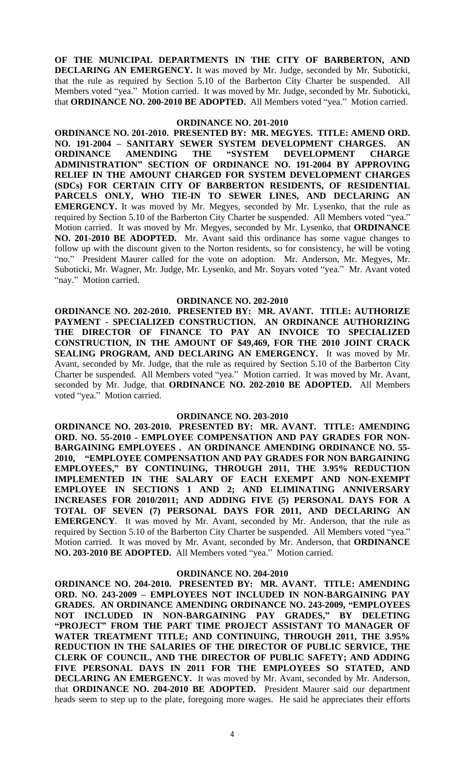**OF THE MUNICIPAL DEPARTMENTS IN THE CITY OF BARBERTON, AND DECLARING AN EMERGENCY.** It was moved by Mr. Judge, seconded by Mr. Suboticki, that the rule as required by Section 5.10 of the Barberton City Charter be suspended. All Members voted "yea." Motion carried. It was moved by Mr. Judge, seconded by Mr. Suboticki, that **ORDINANCE NO. 200-2010 BE ADOPTED.** All Members voted "yea." Motion carried.

## ORDINANCE NO. 201-2010

**ORDINANCE NO. 201-2010. PRESENTED BY: MR. MEGYES. TITLE: AMEND ORD. NO. 191-2004 – SANITARY SEWER SYSTEM DEVELOPMENT CHARGES. AN ORDINANCE AMENDING THE "SYSTEM DEVELOPMENT CHARGE ADMINISTRATION" SECTION OF ORDINANCE NO. 191-2004 BY APPROVING RELIEF IN THE AMOUNT CHARGED FOR SYSTEM DEVELOPMENT CHARGES (SDCs) FOR CERTAIN CITY OF BARBERTON RESIDENTS, OF RESIDENTIAL PARCELS ONLY, WHO TIE-IN TO SEWER LINES, AND DECLARING AN EMERGENCY.** It was moved by Mr. Megyes, seconded by Mr. Lysenko, that the rule as required by Section 5.10 of the Barberton City Charter be suspended. All Members voted "yea." Motion carried. It was moved by Mr. Megyes, seconded by Mr. Lysenko, that **ORDINANCE NO. 201-2010 BE ADOPTED.** Mr. Avant said this ordinance has some vague changes to follow up with the discount given to the Norton residents, so for consistency, he will be voting "no." President Maurer called for the vote on adoption. Mr. Anderson, Mr. Megyes, Mr. Suboticki, Mr. Wagner, Mr. Judge, Mr. Lysenko, and Mr. Soyars voted "yea." Mr. Avant voted "nay." Motion carried.

## ORDINANCE NO. 202-2010

**ORDINANCE NO. 202-2010. PRESENTED BY: MR. AVANT. TITLE: AUTHORIZE PAYMENT - SPECIALIZED CONSTRUCTION. AN ORDINANCE AUTHORIZING THE DIRECTOR OF FINANCE TO PAY AN INVOICE TO SPECIALIZED CONSTRUCTION, IN THE AMOUNT OF $49,469, FOR THE 2010 JOINT CRACK SEALING PROGRAM, AND DECLARING AN EMERGENCY.** It was moved by Mr. Avant, seconded by Mr. Judge, that the rule as required by Section 5.10 of the Barberton City Charter be suspended. All Members voted "yea." Motion carried. It was moved by Mr. Avant, seconded by Mr. Judge, that **ORDINANCE NO. 202-2010 BE ADOPTED.** All Members voted "yea." Motion carried.

## ORDINANCE NO. 203-2010

**ORDINANCE NO. 203-2010. PRESENTED BY: MR. AVANT. TITLE: AMENDING ORD. NO. 55-2010 - EMPLOYEE COMPENSATION AND PAY GRADES FOR NON-BARGAINING EMPLOYEES . AN ORDINANCE AMENDING ORDINANCE NO. 55-2010, "EMPLOYEE COMPENSATION AND PAY GRADES FOR NON BARGAINING EMPLOYEES," BY CONTINUING, THROUGH 2011, THE 3.95% REDUCTION IMPLEMENTED IN THE SALARY OF EACH EXEMPT AND NON-EXEMPT EMPLOYEE IN SECTIONS 1 AND 2; AND ELIMINATING ANNIVERSARY INCREASES FOR 2010/2011; AND ADDING FIVE (5) PERSONAL DAYS FOR A TOTAL OF SEVEN (7) PERSONAL DAYS FOR 2011, AND DECLARING AN EMERGENCY**. It was moved by Mr. Avant, seconded by Mr. Anderson, that the rule as required by Section 5.10 of the Barberton City Charter be suspended. All Members voted "yea." Motion carried. It was moved by Mr. Avant, seconded by Mr. Anderson, that **ORDINANCE NO. 203-2010 BE ADOPTED.** All Members voted "yea." Motion carried.

## ORDINANCE NO. 204-2010

**ORDINANCE NO. 204-2010. PRESENTED BY: MR. AVANT. TITLE: AMENDING ORD. NO. 243-2009 – EMPLOYEES NOT INCLUDED IN NON-BARGAINING PAY GRADES. AN ORDINANCE AMENDING ORDINANCE NO. 243-2009, "EMPLOYEES NOT INCLUDED IN NON-BARGAINING PAY GRADES," BY DELETING "PROJECT" FROM THE PART TIME PROJECT ASSISTANT TO MANAGER OF WATER TREATMENT TITLE; AND CONTINUING, THROUGH 2011, THE 3.95% REDUCTION IN THE SALARIES OF THE DIRECTOR OF PUBLIC SERVICE, THE CLERK OF COUNCIL, AND THE DIRECTOR OF PUBLIC SAFETY; AND ADDING FIVE PERSONAL DAYS IN 2011 FOR THE EMPLOYEES SO STATED, AND DECLARING AN EMERGENCY.** It was moved by Mr. Avant, seconded by Mr. Anderson, that **ORDINANCE NO. 204-2010 BE ADOPTED.** President Maurer said our department heads seem to step up to the plate, foregoing more wages. He said he appreciates their efforts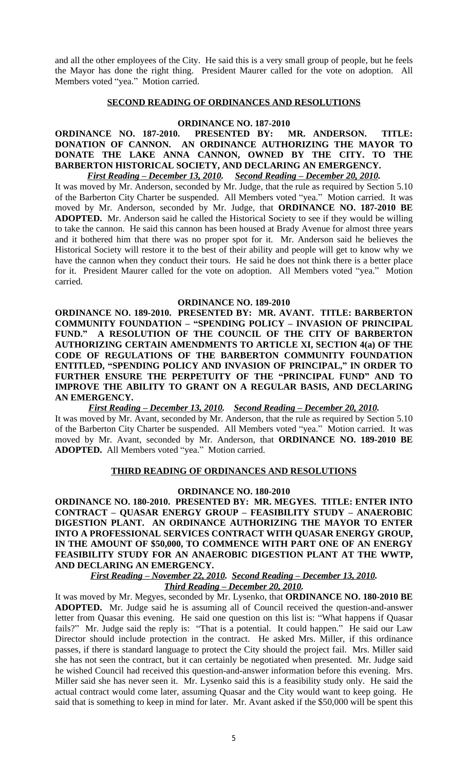and all the other employees of the City. He said this is a very small group of people, but he feels the Mayor has done the right thing. President Maurer called for the vote on adoption. All Members voted "yea." Motion carried.

## SECOND READING OF ORDINANCES AND RESOLUTIONS

### ORDINANCE NO. 187-2010

**ORDINANCE NO. 187-2010. PRESENTED BY: MR. ANDERSON. TITLE: DONATION OF CANNON. AN ORDINANCE AUTHORIZING THE MAYOR TO DONATE THE LAKE ANNA CANNON, OWNED BY THE CITY. TO THE BARBERTON HISTORICAL SOCIETY, AND DECLARING AN EMERGENCY.**

***First Reading – December 13, 2010. Second Reading – December 20, 2010.***

It was moved by Mr. Anderson, seconded by Mr. Judge, that the rule as required by Section 5.10 of the Barberton City Charter be suspended. All Members voted "yea." Motion carried. It was moved by Mr. Anderson, seconded by Mr. Judge, that **ORDINANCE NO. 187-2010 BE ADOPTED.** Mr. Anderson said he called the Historical Society to see if they would be willing to take the cannon. He said this cannon has been housed at Brady Avenue for almost three years and it bothered him that there was no proper spot for it. Mr. Anderson said he believes the Historical Society will restore it to the best of their ability and people will get to know why we have the cannon when they conduct their tours. He said he does not think there is a better place for it. President Maurer called for the vote on adoption. All Members voted "yea." Motion carried.

### ORDINANCE NO. 189-2010

**ORDINANCE NO. 189-2010. PRESENTED BY: MR. AVANT. TITLE: BARBERTON COMMUNITY FOUNDATION – "SPENDING POLICY – INVASION OF PRINCIPAL FUND." A RESOLUTION OF THE COUNCIL OF THE CITY OF BARBERTON AUTHORIZING CERTAIN AMENDMENTS TO ARTICLE XI, SECTION 4(a) OF THE CODE OF REGULATIONS OF THE BARBERTON COMMUNITY FOUNDATION ENTITLED, "SPENDING POLICY AND INVASION OF PRINCIPAL," IN ORDER TO FURTHER ENSURE THE PERPETUITY OF THE "PRINCIPAL FUND" AND TO IMPROVE THE ABILITY TO GRANT ON A REGULAR BASIS, AND DECLARING AN EMERGENCY.**

***First Reading – December 13, 2010. Second Reading – December 20, 2010.***

It was moved by Mr. Avant, seconded by Mr. Anderson, that the rule as required by Section 5.10 of the Barberton City Charter be suspended. All Members voted "yea." Motion carried. It was moved by Mr. Avant, seconded by Mr. Anderson, that **ORDINANCE NO. 189-2010 BE ADOPTED.** All Members voted "yea." Motion carried.

## THIRD READING OF ORDINANCES AND RESOLUTIONS

### ORDINANCE NO. 180-2010

**ORDINANCE NO. 180-2010. PRESENTED BY: MR. MEGYES. TITLE: ENTER INTO CONTRACT – QUASAR ENERGY GROUP – FEASIBILITY STUDY – ANAEROBIC DIGESTION PLANT. AN ORDINANCE AUTHORIZING THE MAYOR TO ENTER INTO A PROFESSIONAL SERVICES CONTRACT WITH QUASAR ENERGY GROUP, IN THE AMOUNT OF $50,000, TO COMMENCE WITH PART ONE OF AN ENERGY FEASIBILITY STUDY FOR AN ANAEROBIC DIGESTION PLANT AT THE WWTP, AND DECLARING AN EMERGENCY.**

***First Reading – November 22, 2010. Second Reading – December 13, 2010.***
***Third Reading – December 20, 2010.***

It was moved by Mr. Megyes, seconded by Mr. Lysenko, that **ORDINANCE NO. 180-2010 BE ADOPTED.** Mr. Judge said he is assuming all of Council received the question-and-answer letter from Quasar this evening. He said one question on this list is: "What happens if Quasar fails?" Mr. Judge said the reply is: "That is a potential. It could happen." He said our Law Director should include protection in the contract. He asked Mrs. Miller, if this ordinance passes, if there is standard language to protect the City should the project fail. Mrs. Miller said she has not seen the contract, but it can certainly be negotiated when presented. Mr. Judge said he wished Council had received this question-and-answer information before this evening. Mrs. Miller said she has never seen it. Mr. Lysenko said this is a feasibility study only. He said the actual contract would come later, assuming Quasar and the City would want to keep going. He said that is something to keep in mind for later. Mr. Avant asked if the $50,000 will be spent this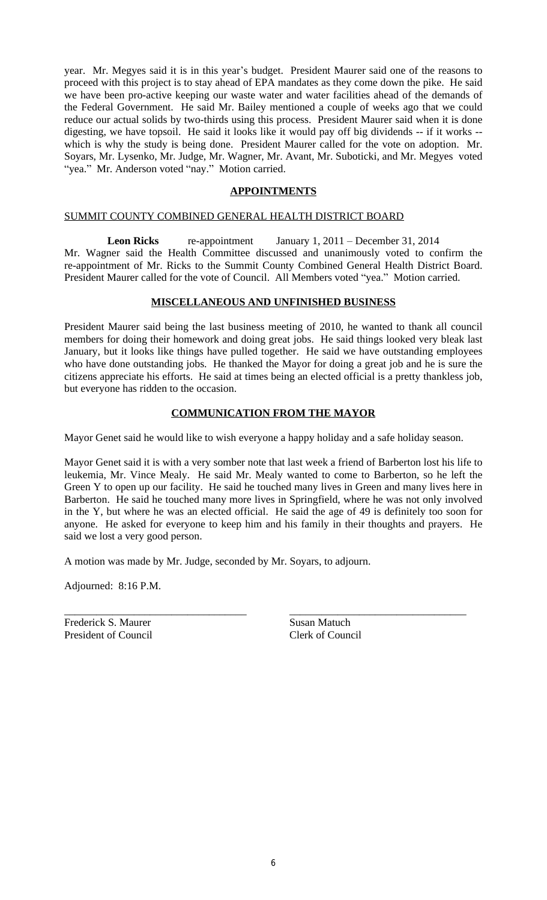year. Mr. Megyes said it is in this year's budget. President Maurer said one of the reasons to proceed with this project is to stay ahead of EPA mandates as they come down the pike. He said we have been pro-active keeping our waste water and water facilities ahead of the demands of the Federal Government. He said Mr. Bailey mentioned a couple of weeks ago that we could reduce our actual solids by two-thirds using this process. President Maurer said when it is done digesting, we have topsoil. He said it looks like it would pay off big dividends -- if it works -- which is why the study is being done. President Maurer called for the vote on adoption. Mr. Soyars, Mr. Lysenko, Mr. Judge, Mr. Wagner, Mr. Avant, Mr. Suboticki, and Mr. Megyes voted "yea." Mr. Anderson voted "nay." Motion carried.

## APPOINTMENTS

SUMMIT COUNTY COMBINED GENERAL HEALTH DISTRICT BOARD

**Leon Ricks** re-appointment January 1, 2011 – December 31, 2014

Mr. Wagner said the Health Committee discussed and unanimously voted to confirm the re-appointment of Mr. Ricks to the Summit County Combined General Health District Board. President Maurer called for the vote of Council. All Members voted "yea." Motion carried.

## MISCELLANEOUS AND UNFINISHED BUSINESS

President Maurer said being the last business meeting of 2010, he wanted to thank all council members for doing their homework and doing great jobs. He said things looked very bleak last January, but it looks like things have pulled together. He said we have outstanding employees who have done outstanding jobs. He thanked the Mayor for doing a great job and he is sure the citizens appreciate his efforts. He said at times being an elected official is a pretty thankless job, but everyone has ridden to the occasion.

## COMMUNICATION FROM THE MAYOR

Mayor Genet said he would like to wish everyone a happy holiday and a safe holiday season.

Mayor Genet said it is with a very somber note that last week a friend of Barberton lost his life to leukemia, Mr. Vince Mealy. He said Mr. Mealy wanted to come to Barberton, so he left the Green Y to open up our facility. He said he touched many lives in Green and many lives here in Barberton. He said he touched many more lives in Springfield, where he was not only involved in the Y, but where he was an elected official. He said the age of 49 is definitely too soon for anyone. He asked for everyone to keep him and his family in their thoughts and prayers. He said we lost a very good person.

A motion was made by Mr. Judge, seconded by Mr. Soyars, to adjourn.

Adjourned: 8:16 P.M.

\_\_\_\_\_\_\_\_\_\_\_\_\_\_\_\_\_\_\_\_\_\_\_\_\_\_\_\_\_\_\_\_\_\_ \_\_\_\_\_\_\_\_\_\_\_\_\_\_\_\_\_\_\_\_\_\_\_\_\_\_\_\_\_\_\_\_\_\_

Frederick S. Maurer  
President of Council

Susan Matuch  
Clerk of Council